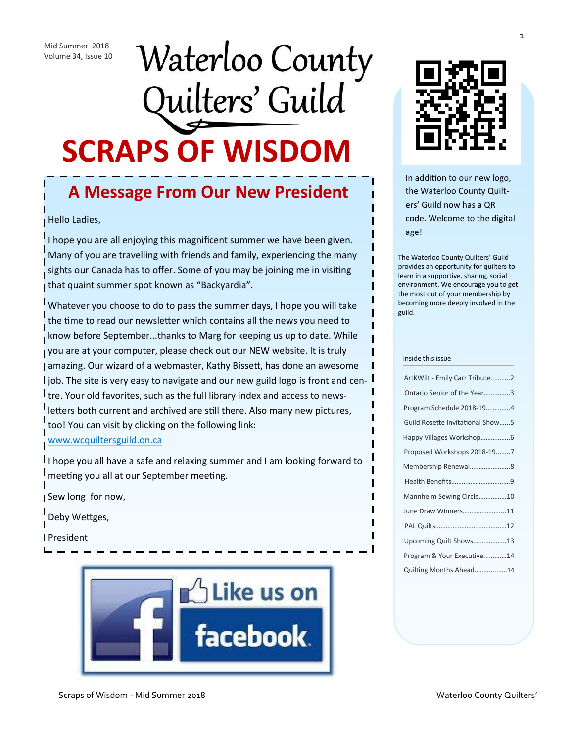Mid Summer 2018
Volume 34, Issue 10

# Waterloo County Quilters' Guild

# SCRAPS OF WISDOM

## A Message From Our New President

Hello Ladies,

I hope you are all enjoying this magnificent summer we have been given. Many of you are travelling with friends and family, experiencing the many sights our Canada has to offer. Some of you may be joining me in visiting that quaint summer spot known as "Backyardia".

Whatever you choose to do to pass the summer days, I hope you will take the time to read our newsletter which contains all the news you need to know before September...thanks to Marg for keeping us up to date. While you are at your computer, please check out our NEW website. It is truly amazing. Our wizard of a webmaster, Kathy Bissett, has done an awesome job. The site is very easy to navigate and our new guild logo is front and centre. Your old favorites, such as the full library index and access to newsletters both current and archived are still there. Also many new pictures, too! You can visit by clicking on the following link: www.wcquiltersguild.on.ca

I hope you all have a safe and relaxing summer and I am looking forward to meeting you all at our September meeting.

Sew long for now,

Deby Wettges,

President

Like us on facebook

In addition to our new logo, the Waterloo County Quilters' Guild now has a QR code. Welcome to the digital age!

The Waterloo County Quilters' Guild provides an opportunity for quilters to learn in a supportive, sharing, social environment. We encourage you to get the most out of your membership by becoming more deeply involved in the guild.

**Inside this issue**

| | |
|---|---|
| ArtKWilt - Emily Carr Tribute | 2 |
| Ontario Senior of the Year | 3 |
| Program Schedule 2018-19 | 4 |
| Guild Rosette Invitational Show | 5 |
| Happy Villages Workshop | 6 |
| Proposed Workshops 2018-19 | 7 |
| Membership Renewal | 8 |
| Health Benefits | 9 |
| Mannheim Sewing Circle | 10 |
| June Draw Winners | 11 |
| PAL Quilts | 12 |
| Upcoming Quilt Shows | 13 |
| Program & Your Executive | 14 |
| Quilting Months Ahead | 14 |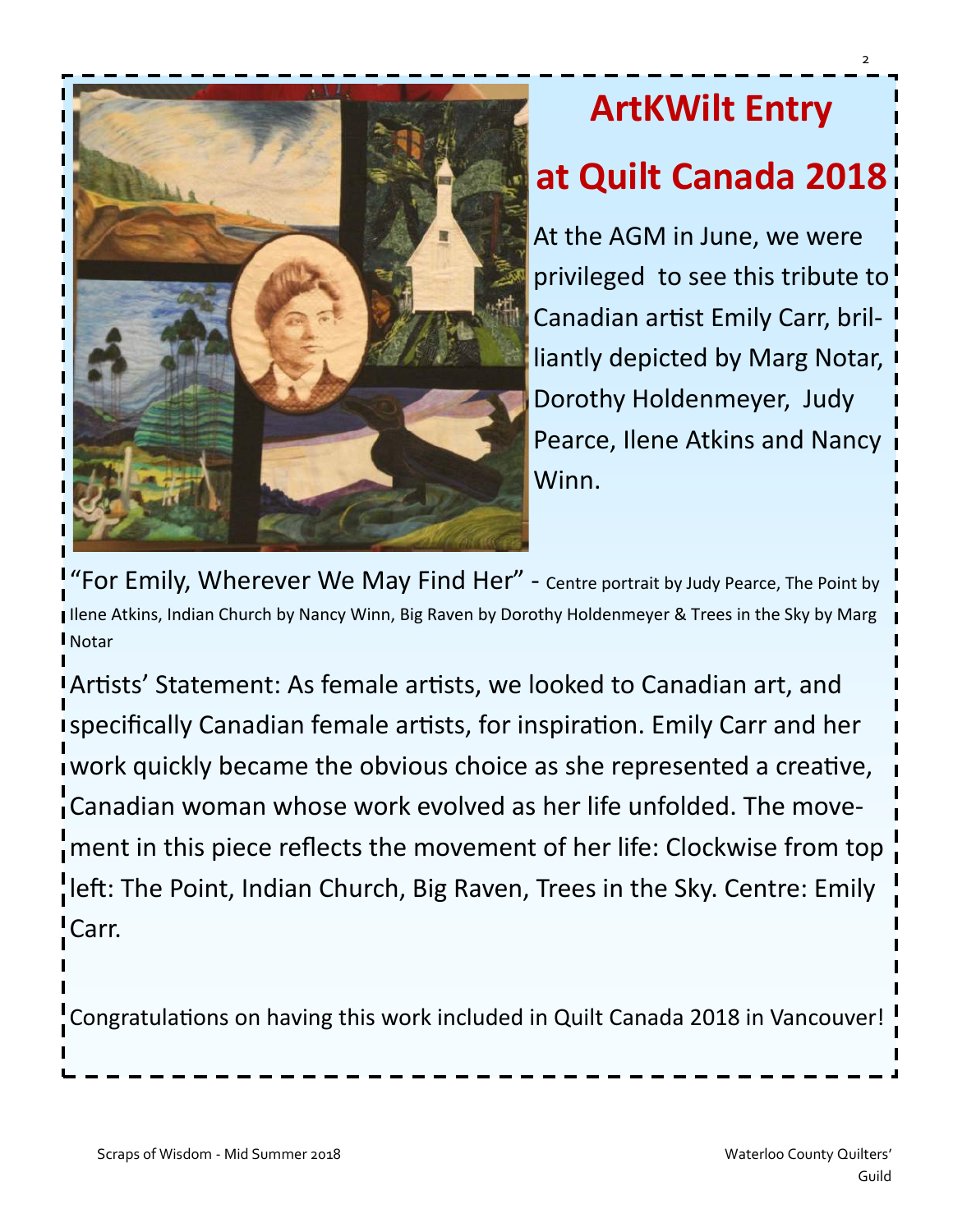# ArtKWilt Entry at Quilt Canada 2018

At the AGM in June, we were privileged to see this tribute to Canadian artist Emily Carr, brilliantly depicted by Marg Notar, Dorothy Holdenmeyer, Judy Pearce, Ilene Atkins and Nancy Winn.

"For Emily, Wherever We May Find Her" - Centre portrait by Judy Pearce, The Point by Ilene Atkins, Indian Church by Nancy Winn, Big Raven by Dorothy Holdenmeyer & Trees in the Sky by Marg Notar

Artists' Statement: As female artists, we looked to Canadian art, and specifically Canadian female artists, for inspiration. Emily Carr and her work quickly became the obvious choice as she represented a creative, Canadian woman whose work evolved as her life unfolded. The movement in this piece reflects the movement of her life: Clockwise from top left: The Point, Indian Church, Big Raven, Trees in the Sky. Centre: Emily Carr.

Congratulations on having this work included in Quilt Canada 2018 in Vancouver!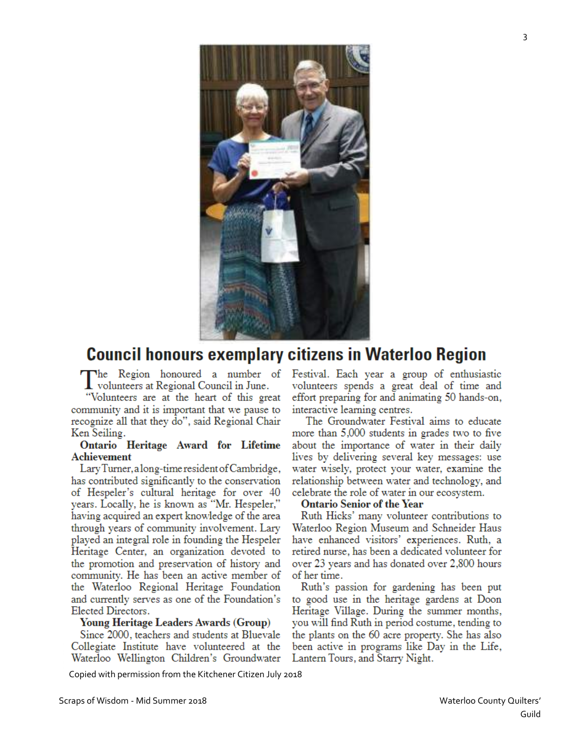# Council honours exemplary citizens in Waterloo Region

The Region honoured a number of volunteers at Regional Council in June.

"Volunteers are at the heart of this great community and it is important that we pause to recognize all that they do", said Regional Chair Ken Seiling.

**Ontario Heritage Award for Lifetime Achievement**

Lary Turner, a long-time resident of Cambridge, has contributed significantly to the conservation of Hespeler's cultural heritage for over 40 years. Locally, he is known as "Mr. Hespeler," having acquired an expert knowledge of the area through years of community involvement. Lary played an integral role in founding the Hespeler Heritage Center, an organization devoted to the promotion and preservation of history and community. He has been an active member of the Waterloo Regional Heritage Foundation and currently serves as one of the Foundation's Elected Directors.

**Young Heritage Leaders Awards (Group)**

Since 2000, teachers and students at Bluevale Collegiate Institute have volunteered at the Waterloo Wellington Children's Groundwater Festival. Each year a group of enthusiastic volunteers spends a great deal of time and effort preparing for and animating 50 hands-on, interactive learning centres.

The Groundwater Festival aims to educate more than 5,000 students in grades two to five about the importance of water in their daily lives by delivering several key messages: use water wisely, protect your water, examine the relationship between water and technology, and celebrate the role of water in our ecosystem.

**Ontario Senior of the Year**

Ruth Hicks' many volunteer contributions to Waterloo Region Museum and Schneider Haus have enhanced visitors' experiences. Ruth, a retired nurse, has been a dedicated volunteer for over 23 years and has donated over 2,800 hours of her time.

Ruth's passion for gardening has been put to good use in the heritage gardens at Doon Heritage Village. During the summer months, you will find Ruth in period costume, tending to the plants on the 60 acre property. She has also been active in programs like Day in the Life, Lantern Tours, and Starry Night.

Copied with permission from the Kitchener Citizen July 2018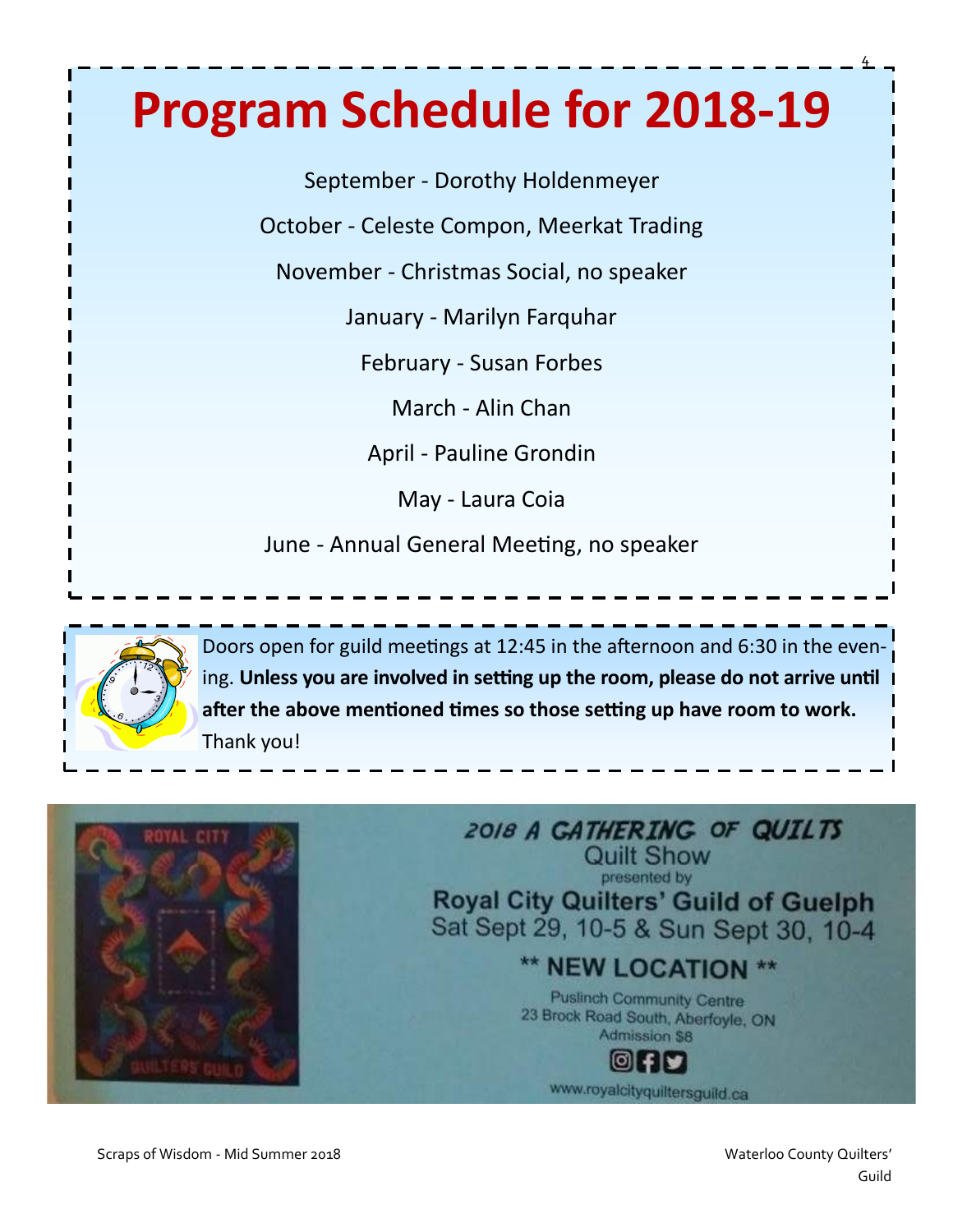# Program Schedule for 2018-19

September - Dorothy Holdenmeyer

October - Celeste Compon, Meerkat Trading

November - Christmas Social, no speaker

January - Marilyn Farquhar

February - Susan Forbes

March - Alin Chan

April - Pauline Grondin

May - Laura Coia

June - Annual General Meeting, no speaker

Doors open for guild meetings at 12:45 in the afternoon and 6:30 in the evening. **Unless you are involved in setting up the room, please do not arrive until after the above mentioned times so those setting up have room to work.** Thank you!

**2018 A GATHERING OF QUILTS**

Quilt Show

presented by

**Royal City Quilters' Guild of Guelph**

Sat Sept 29, 10-5 & Sun Sept 30, 10-4

**** NEW LOCATION ****

Puslinch Community Centre
23 Brock Road South, Aberfoyle, ON
Admission $8

www.royalcityquiltersguild.ca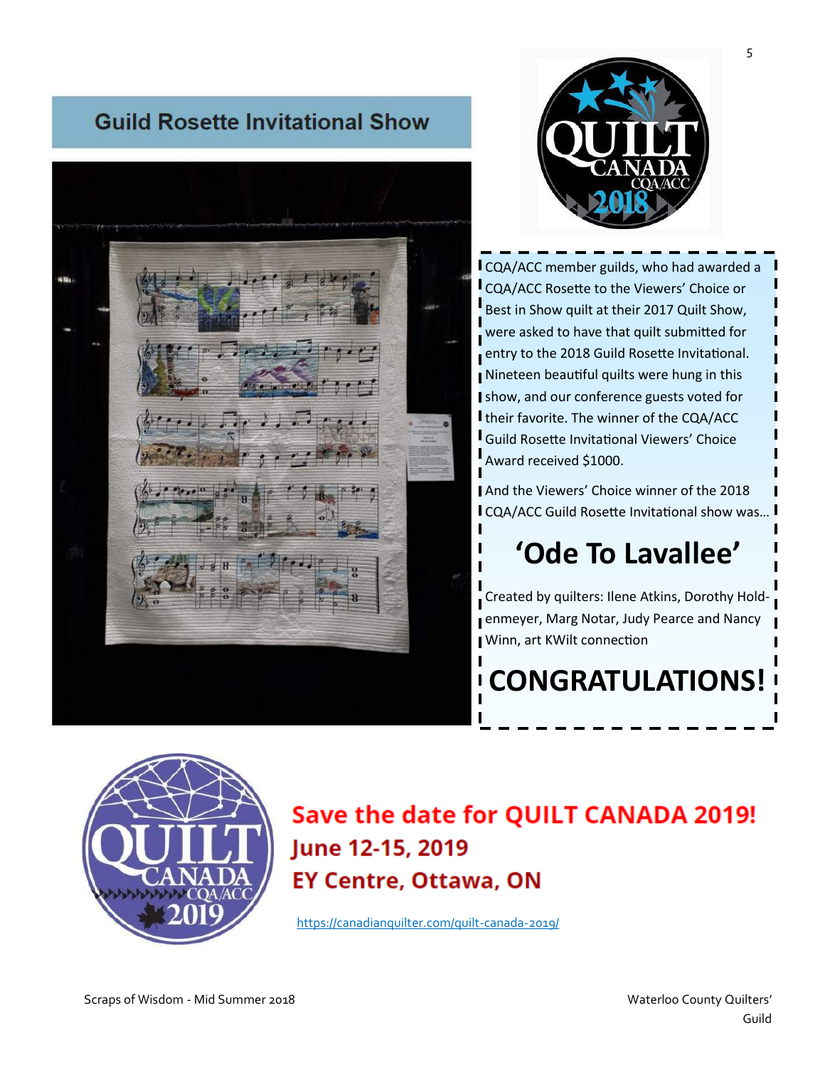## Guild Rosette Invitational Show

CQA/ACC member guilds, who had awarded a CQA/ACC Rosette to the Viewers' Choice or Best in Show quilt at their 2017 Quilt Show, were asked to have that quilt submitted for entry to the 2018 Guild Rosette Invitational. Nineteen beautiful quilts were hung in this show, and our conference guests voted for their favorite. The winner of the CQA/ACC Guild Rosette Invitational Viewers' Choice Award received $1000.

And the Viewers' Choice winner of the 2018 CQA/ACC Guild Rosette Invitational show was…

# 'Ode To Lavallee'

Created by quilters: Ilene Atkins, Dorothy Holdenmeyer, Marg Notar, Judy Pearce and Nancy Winn, art KWilt connection

# CONGRATULATIONS!

## Save the date for QUILT CANADA 2019!

**June 12-15, 2019**

**EY Centre, Ottawa, ON**

https://canadianquilter.com/quilt-canada-2019/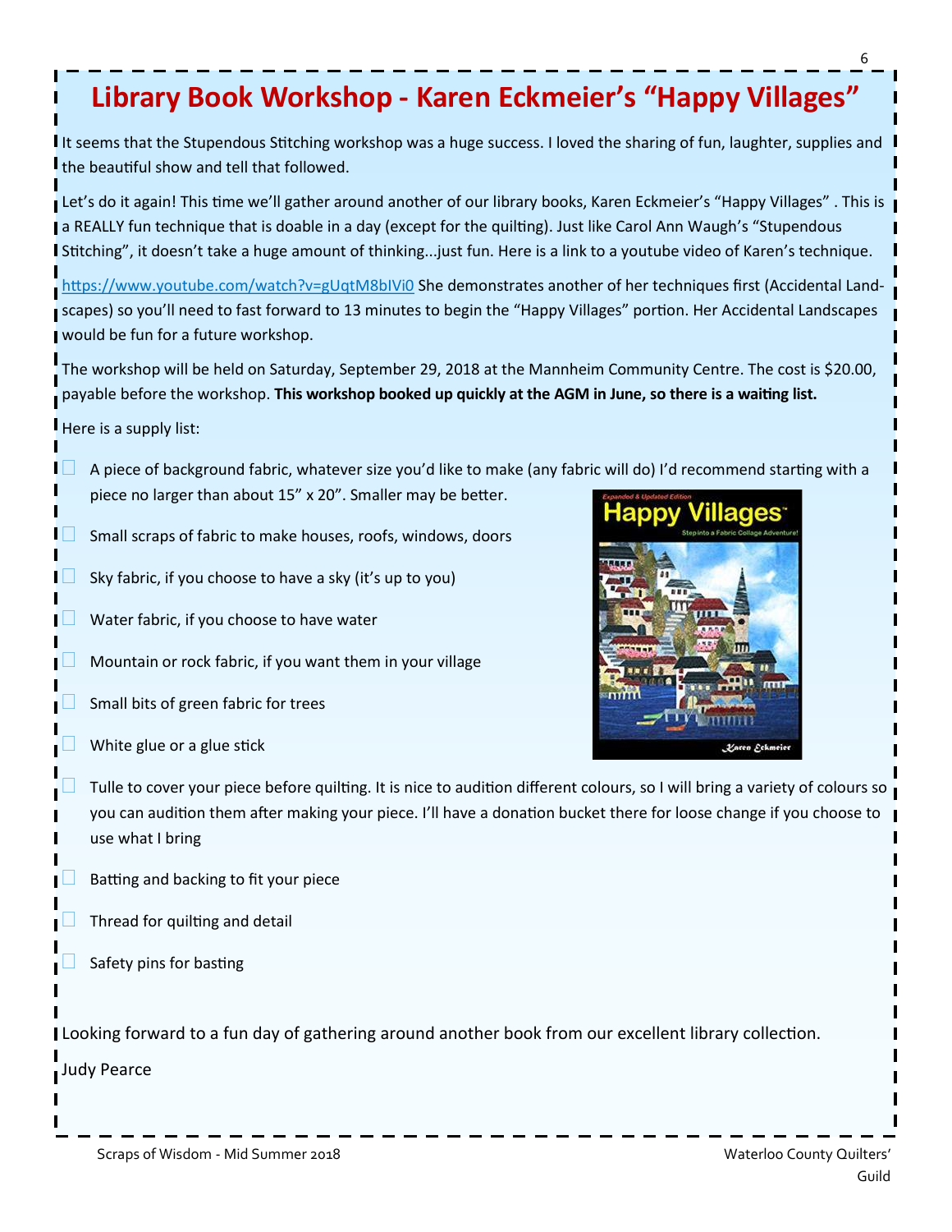# Library Book Workshop - Karen Eckmeier's "Happy Villages"

It seems that the Stupendous Stitching workshop was a huge success. I loved the sharing of fun, laughter, supplies and the beautiful show and tell that followed.

Let's do it again! This time we'll gather around another of our library books, Karen Eckmeier's "Happy Villages" . This is a REALLY fun technique that is doable in a day (except for the quilting). Just like Carol Ann Waugh's "Stupendous Stitching", it doesn't take a huge amount of thinking...just fun. Here is a link to a youtube video of Karen's technique.

https://www.youtube.com/watch?v=gUqtM8bIVi0 She demonstrates another of her techniques first (Accidental Landscapes) so you'll need to fast forward to 13 minutes to begin the "Happy Villages" portion. Her Accidental Landscapes would be fun for a future workshop.

The workshop will be held on Saturday, September 29, 2018 at the Mannheim Community Centre. The cost is $20.00, payable before the workshop. **This workshop booked up quickly at the AGM in June, so there is a waiting list.**

Here is a supply list:

- A piece of background fabric, whatever size you'd like to make (any fabric will do) I'd recommend starting with a piece no larger than about 15" x 20". Smaller may be better.
- Small scraps of fabric to make houses, roofs, windows, doors
- Sky fabric, if you choose to have a sky (it's up to you)
- Water fabric, if you choose to have water
- Mountain or rock fabric, if you want them in your village
- Small bits of green fabric for trees
- White glue or a glue stick
- Tulle to cover your piece before quilting. It is nice to audition different colours, so I will bring a variety of colours so you can audition them after making your piece. I'll have a donation bucket there for loose change if you choose to use what I bring
- Batting and backing to fit your piece
- Thread for quilting and detail
- Safety pins for basting

Looking forward to a fun day of gathering around another book from our excellent library collection.

Judy Pearce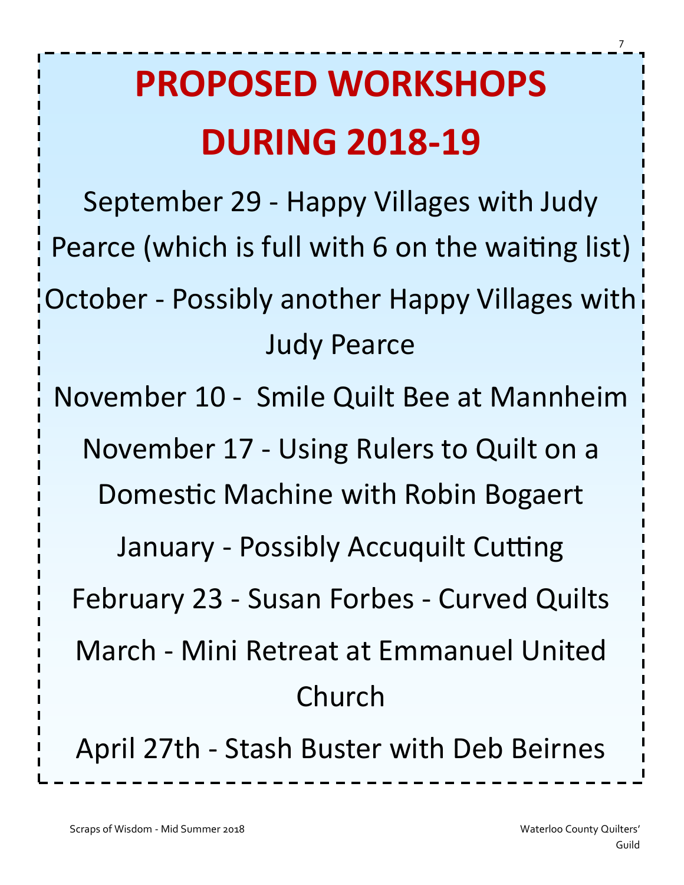# PROPOSED WORKSHOPS DURING 2018-19

September 29 - Happy Villages with Judy Pearce (which is full with 6 on the waiting list)

October - Possibly another Happy Villages with Judy Pearce

November 10 - Smile Quilt Bee at Mannheim

November 17 - Using Rulers to Quilt on a Domestic Machine with Robin Bogaert

January - Possibly Accuquilt Cutting

February 23 - Susan Forbes - Curved Quilts

March - Mini Retreat at Emmanuel United Church

April 27th - Stash Buster with Deb Beirnes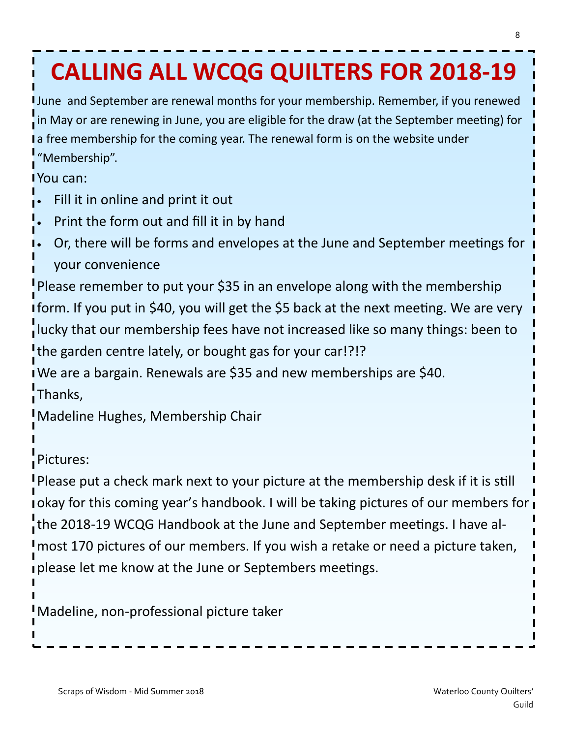# CALLING ALL WCQG QUILTERS FOR 2018-19

June and September are renewal months for your membership. Remember, if you renewed in May or are renewing in June, you are eligible for the draw (at the September meeting) for a free membership for the coming year. The renewal form is on the website under "Membership".

You can:

- Fill it in online and print it out
- Print the form out and fill it in by hand
- Or, there will be forms and envelopes at the June and September meetings for your convenience

Please remember to put your $35 in an envelope along with the membership form. If you put in $40, you will get the $5 back at the next meeting. We are very lucky that our membership fees have not increased like so many things: been to the garden centre lately, or bought gas for your car!?!?

We are a bargain. Renewals are $35 and new memberships are $40.

Thanks,

Madeline Hughes, Membership Chair

Pictures:

Please put a check mark next to your picture at the membership desk if it is still okay for this coming year's handbook. I will be taking pictures of our members for the 2018-19 WCQG Handbook at the June and September meetings. I have almost 170 pictures of our members. If you wish a retake or need a picture taken, please let me know at the June or Septembers meetings.

Madeline, non-professional picture taker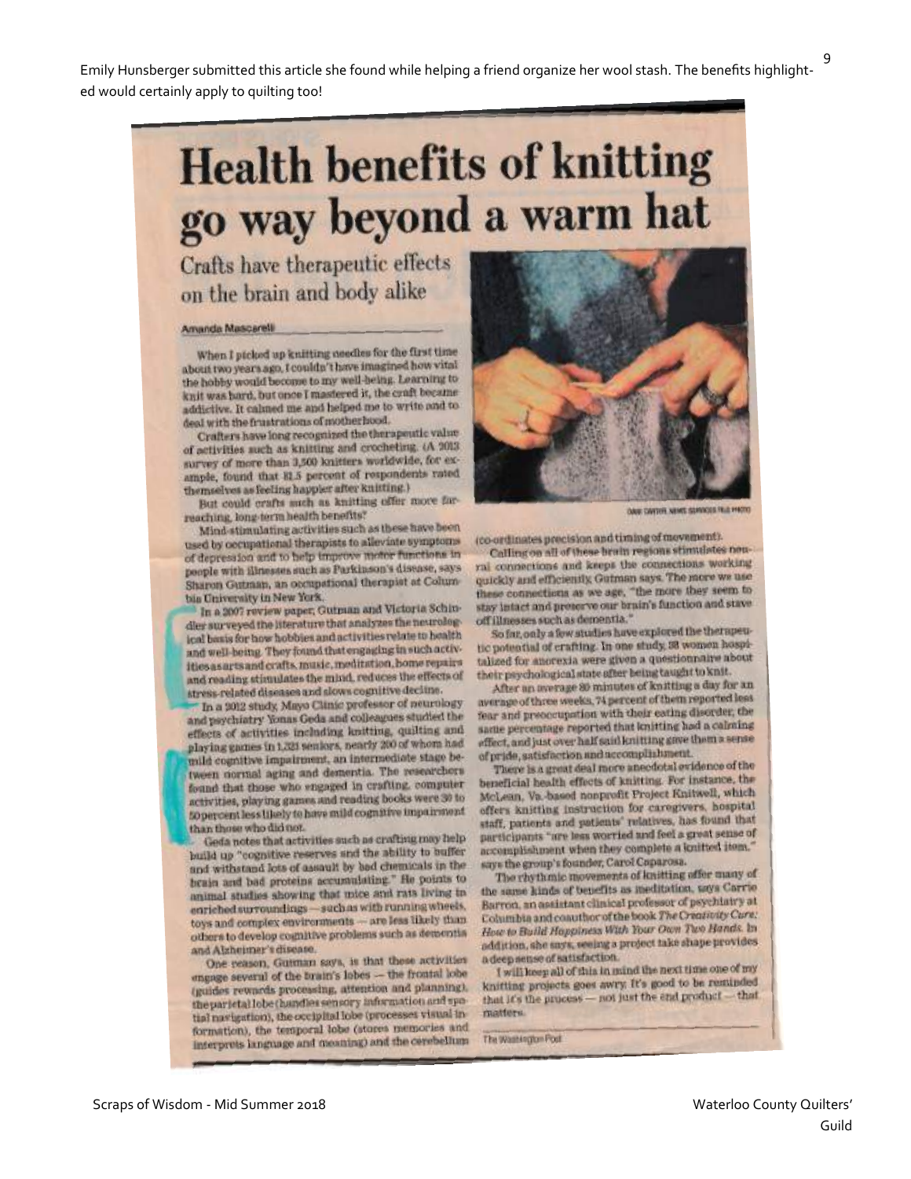Emily Hunsberger submitted this article she found while helping a friend organize her wool stash. The benefits highlighted would certainly apply to quilting too!

# Health benefits of knitting go way beyond a warm hat

## Crafts have therapeutic effects on the brain and body alike

Amanda Mascarelli

When I picked up knitting needles for the first time about two years ago, I couldn't have imagined how vital the hobby would become to my well-being. Learning to knit was hard, but once I mastered it, the craft became addictive. It calmed me and helped me to write and to deal with the frustrations of motherhood.

Crafters have long recognized the therapeutic value of activities such as knitting and crocheting. (A 2013 survey of more than 3,500 knitters worldwide, for example, found that 81.5 percent of respondents rated themselves as feeling happier after knitting.)

But could crafts such as knitting offer more far-reaching, long-term health benefits?

Mind-stimulating activities such as these have been used by occupational therapists to alleviate symptoms of depression and to help improve motor functions in people with illnesses such as Parkinson's disease, says Sharon Gutman, an occupational therapist at Columbia University in New York.

In a 2007 review paper, Gutman and Victoria Schindler surveyed the literature that analyzes the neurological basis for how hobbies and activities relate to health and well-being. They found that engaging in such activities as arts and crafts, music, meditation, home repairs and reading stimulates the mind, reduces the effects of stress-related diseases and slows cognitive decline.

In a 2012 study, Mayo Clinic professor of neurology and psychiatry Yonas Geda and colleagues studied the effects of activities including knitting, quilting and playing games in 1,321 seniors, nearly 200 of whom had mild cognitive impairment, an intermediate stage between normal aging and dementia. The researchers found that those who engaged in crafting, computer activities, playing games and reading books were 30 to 50 percent less likely to have mild cognitive impairment than those who did not.

Geda notes that activities such as crafting may help build up "cognitive reserves and the ability to buffer and withstand lots of assault by bad chemicals in the brain and bad proteins accumulating." He points to animal studies showing that mice and rats living in enriched surroundings — such as with running wheels, toys and complex environments — are less likely than others to develop cognitive problems such as dementia and Alzheimer's disease.

One reason, Gutman says, is that these activities engage several of the brain's lobes — the frontal lobe (guides rewards processing, attention and planning), the parietal lobe (handles sensory information and spatial navigation), the occipital lobe (processes visual information), the temporal lobe (stores memories and interprets language and meaning) and the cerebellum (co-ordinates precision and timing of movement).

Calling on all of these brain regions stimulates neural connections and keeps the connections working quickly and efficiently, Gutman says. The more we use these connections as we age, "the more they seem to stay intact and preserve our brain's function and stave off illnesses such as dementia."

So far, only a few studies have explored the therapeutic potential of crafting. In one study, 38 women hospitalized for anorexia were given a questionnaire about their psychological state after being taught to knit.

After an average 80 minutes of knitting a day for an average of three weeks, 74 percent of them reported less fear and preoccupation with their eating disorder; the same percentage reported that knitting had a calming effect, and just over half said knitting gave them a sense of pride, satisfaction and accomplishment.

There is a great deal more anecdotal evidence of the beneficial health effects of knitting. For instance, the McLean, Va.-based nonprofit Project Knitwell, which offers knitting instruction for caregivers, hospital staff, patients and patients' relatives, has found that participants "are less worried and feel a great sense of accomplishment when they complete a knitted item," says the group's founder, Carol Caparosa.

The rhythmic movements of knitting offer many of the same kinds of benefits as meditation, says Carrie Barron, an assistant clinical professor of psychiatry at Columbia and coauthor of the book *The Creativity Cure: How to Build Happiness With Your Own Two Hands*. In addition, she says, seeing a project take shape provides a deep sense of satisfaction.

I will keep all of this in mind the next time one of my knitting projects goes awry. It's good to be reminded that it's the process — not just the end product — that matters.

The Washington Post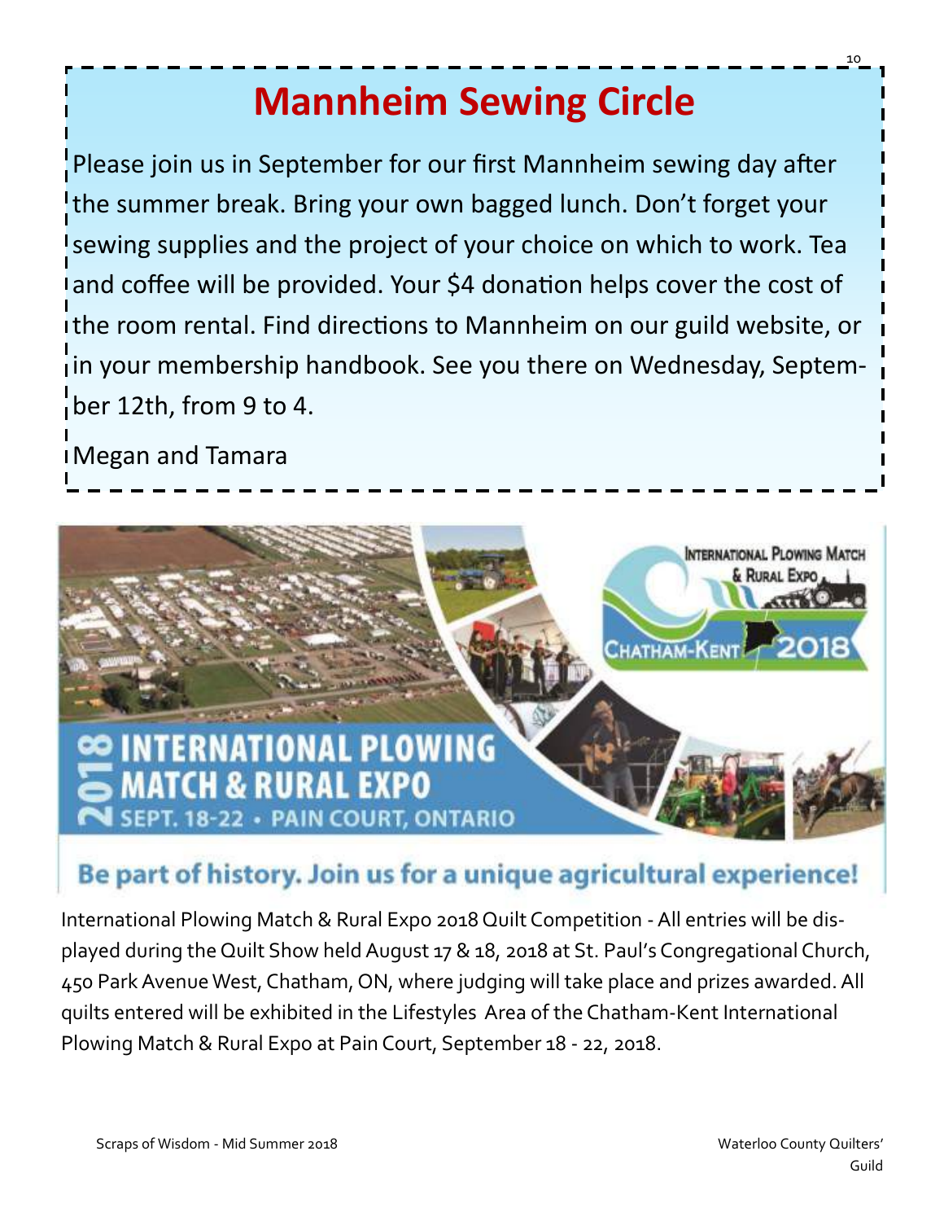# Mannheim Sewing Circle

Please join us in September for our first Mannheim sewing day after the summer break. Bring your own bagged lunch. Don't forget your sewing supplies and the project of your choice on which to work. Tea and coffee will be provided. Your $4 donation helps cover the cost of the room rental. Find directions to Mannheim on our guild website, or in your membership handbook. See you there on Wednesday, September 12th, from 9 to 4.

Megan and Tamara

## 2018 INTERNATIONAL PLOWING MATCH & RURAL EXPO

SEPT. 18-22 • PAIN COURT, ONTARIO

International Plowing Match & Rural Expo — Chatham-Kent 2018

### Be part of history. Join us for a unique agricultural experience!

International Plowing Match & Rural Expo 2018 Quilt Competition - All entries will be displayed during the Quilt Show held August 17 & 18, 2018 at St. Paul's Congregational Church, 450 Park Avenue West, Chatham, ON, where judging will take place and prizes awarded. All quilts entered will be exhibited in the Lifestyles Area of the Chatham-Kent International Plowing Match & Rural Expo at Pain Court, September 18 - 22, 2018.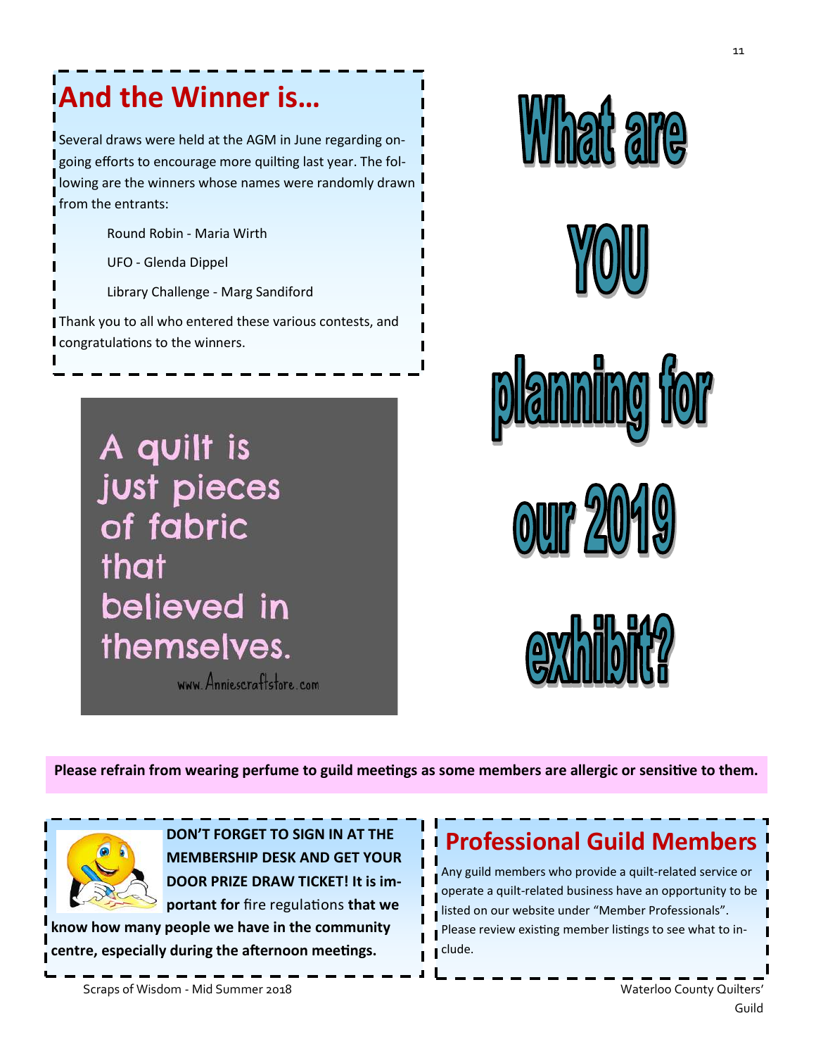## And the Winner is...

Several draws were held at the AGM in June regarding on-going efforts to encourage more quilting last year. The following are the winners whose names were randomly drawn from the entrants:

Round Robin - Maria Wirth

UFO - Glenda Dippel

Library Challenge - Marg Sandiford

Thank you to all who entered these various contests, and congratulations to the winners.

A quilt is just pieces of fabric that believed in themselves.

www.Anniescraftstore.com

# What are YOU planning for our 2019 exhibit?

**Please refrain from wearing perfume to guild meetings as some members are allergic or sensitive to them.**

**DON'T FORGET TO SIGN IN AT THE MEMBERSHIP DESK AND GET YOUR DOOR PRIZE DRAW TICKET! It is important for** fire regulations **that we know how many people we have in the community centre, especially during the afternoon meetings.**

## Professional Guild Members

Any guild members who provide a quilt-related service or operate a quilt-related business have an opportunity to be listed on our website under "Member Professionals". Please review existing member listings to see what to include.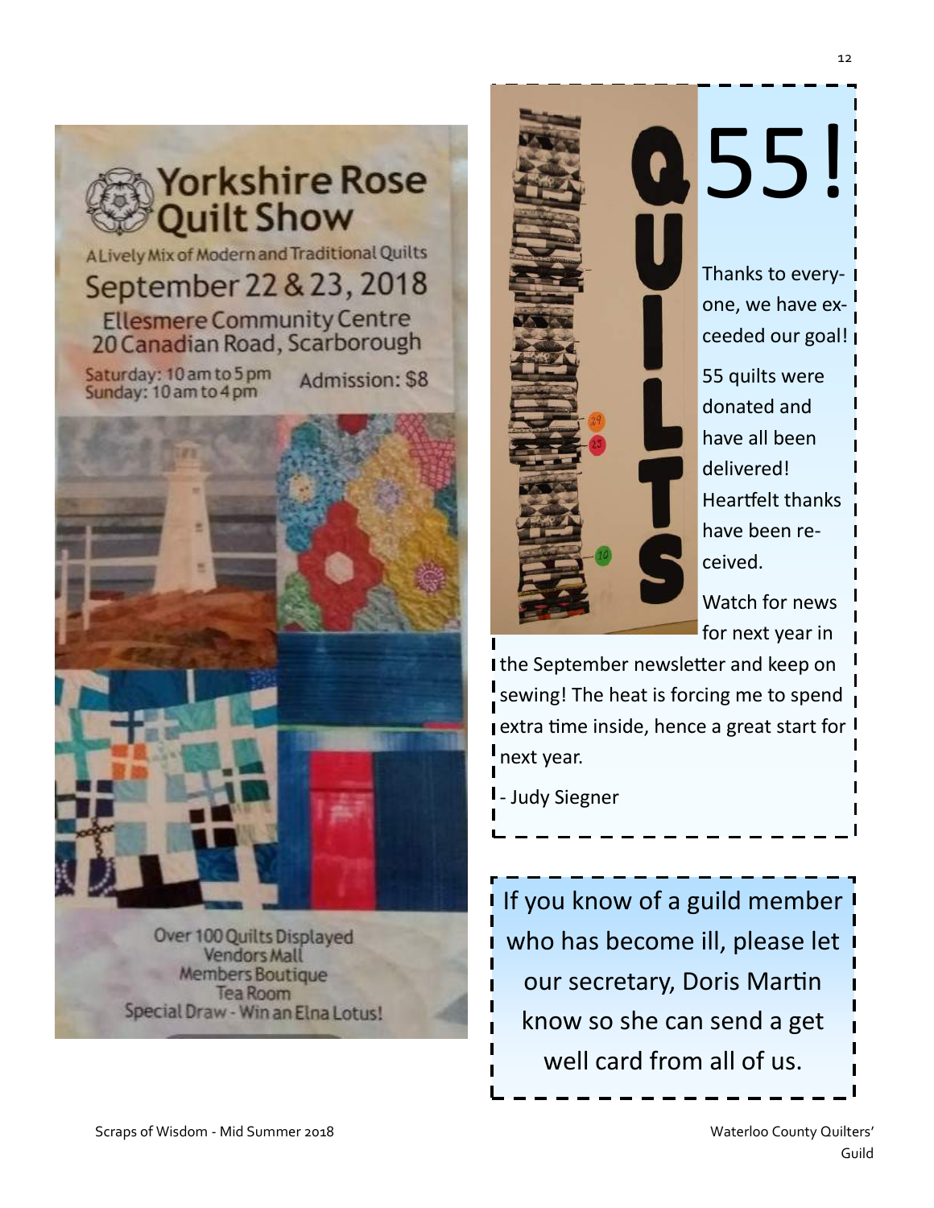# Yorkshire Rose Quilt Show

A Lively Mix of Modern and Traditional Quilts

September 22 & 23, 2018

Ellesmere Community Centre
20 Canadian Road, Scarborough

Saturday: 10 am to 5 pm
Sunday: 10 am to 4 pm

Admission: $8

Over 100 Quilts Displayed
Vendors Mall
Members Boutique
Tea Room
Special Draw - Win an Elna Lotus!

# 55!

QUILTS

Thanks to everyone, we have exceeded our goal!

55 quilts were donated and have all been delivered! Heartfelt thanks have been received.

Watch for news for next year in the September newsletter and keep on sewing! The heat is forcing me to spend extra time inside, hence a great start for next year.

- Judy Siegner

If you know of a guild member who has become ill, please let our secretary, Doris Martin know so she can send a get well card from all of us.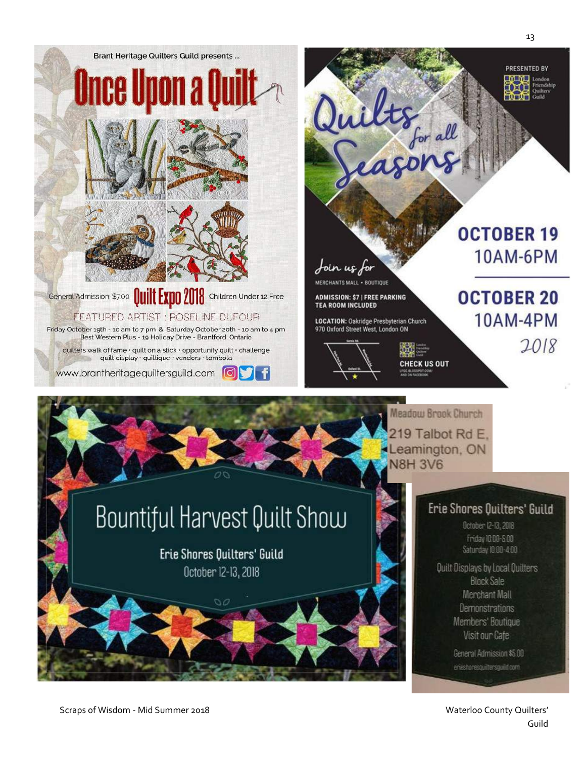Brant Heritage Quilters Guild presents ...

# Once Upon a Quilt

General Admission: $7.00 **Quilt Expo 2018** Children Under 12 Free

FEATURED ARTIST : ROSELINE DUFOUR

Friday October 19th - 10 am to 7 pm & Saturday October 20th - 10 am to 4 pm
Best Western Plus - 19 Holiday Drive - Brantford, Ontario

quilters walk of fame • quilt on a stick • opportunity quilt • challenge quilt display • quiltique • vendors • tombola

www.brantheritagequiltersguild.com

---

PRESENTED BY London Friendship Quilters' Guild

# Quilts for all Seasons

Join us for

MERCHANTS MALL • BOUTIQUE

**ADMISSION: $7 | FREE PARKING**
**TEA ROOM INCLUDED**

**LOCATION:** Oakridge Presbyterian Church
970 Oxford Street West, London ON

**CHECK US OUT**
LFQG.BLOGSPOT.COM/
AND ON FACEBOOK

**OCTOBER 19**
10AM-6PM

**OCTOBER 20**
10AM-4PM

2018

---

# Bountiful Harvest Quilt Show

Erie Shores Quilters' Guild
October 12-13, 2018

Meadow Brook Church
219 Talbot Rd E,
Leamington, ON
N8H 3V6

## Erie Shores Quilters' Guild

October 12-13, 2018
Friday 10:00-5:00
Saturday 10:00-4:00

Quilt Displays by Local Quilters
Block Sale
Merchant Mall
Demonstrations
Members' Boutique
Visit our Cafe

General Admission $5.00
erieshoresquiltersguild.com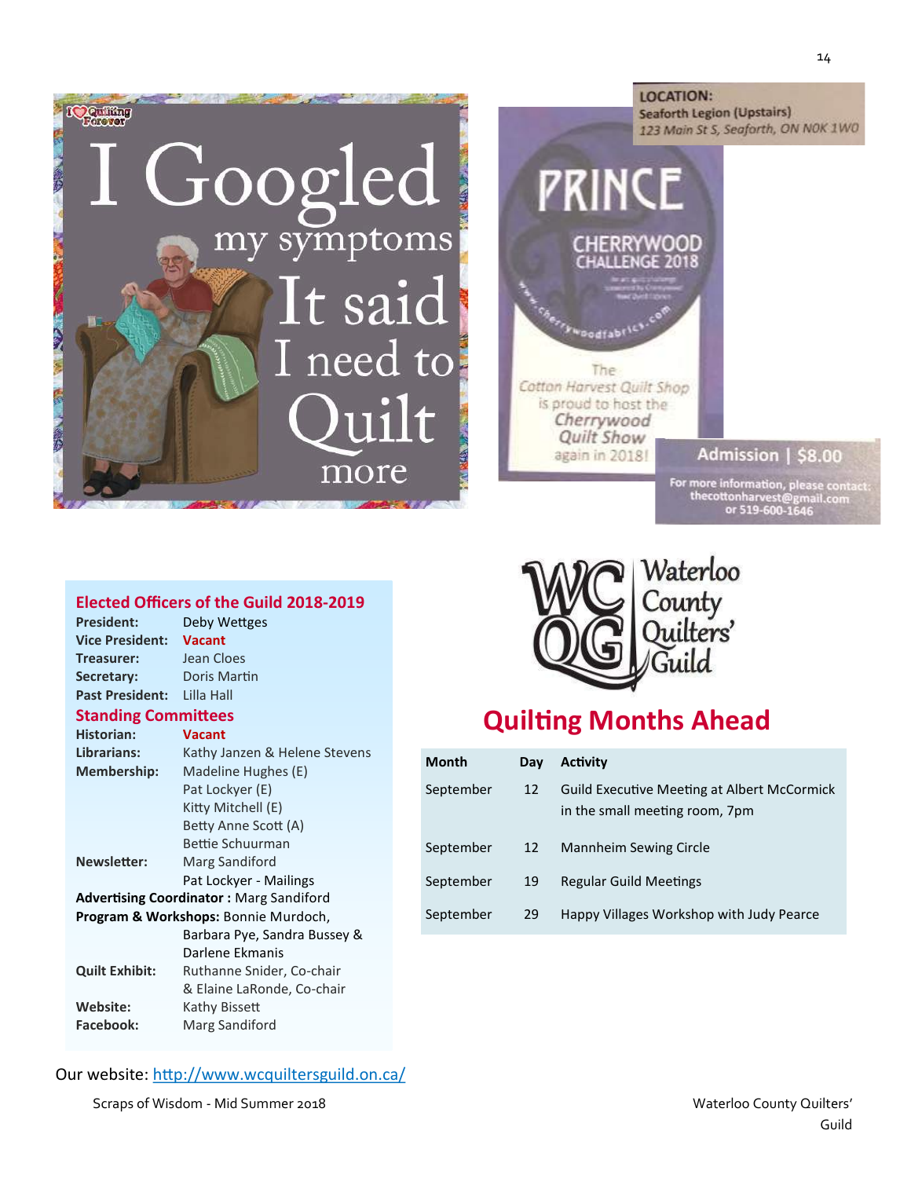I Googled my symptoms It said I need to Quilt more

LOCATION:
Seaforth Legion (Upstairs)
123 Main St S, Seaforth, ON N0K 1W0

PRINCE
CHERRYWOOD CHALLENGE 2018

The Cotton Harvest Quilt Shop is proud to host the Cherrywood Quilt Show again in 2018!

Admission | $8.00

For more information, please contact: thecottonharvest@gmail.com or 519-600-1646

## Elected Officers of the Guild 2018-2019

**President:** Deby Wettges
**Vice President:** Vacant
**Treasurer:** Jean Cloes
**Secretary:** Doris Martin
**Past President:** Lilla Hall

## Standing Committees

**Historian:** Vacant
**Librarians:** Kathy Janzen & Helene Stevens
**Membership:** Madeline Hughes (E)
Pat Lockyer (E)
Kitty Mitchell (E)
Betty Anne Scott (A)
Bettie Schuurman
**Newsletter:** Marg Sandiford
Pat Lockyer - Mailings
**Advertising Coordinator :** Marg Sandiford
**Program & Workshops:** Bonnie Murdoch, Barbara Pye, Sandra Bussey & Darlene Ekmanis
**Quilt Exhibit:** Ruthanne Snider, Co-chair & Elaine LaRonde, Co-chair
**Website:** Kathy Bissett
**Facebook:** Marg Sandiford

Waterloo County Quilters' Guild

## Quilting Months Ahead

| Month | Day | Activity |
|---|---|---|
| September | 12 | Guild Executive Meeting at Albert McCormick in the small meeting room, 7pm |
| September | 12 | Mannheim Sewing Circle |
| September | 19 | Regular Guild Meetings |
| September | 29 | Happy Villages Workshop with Judy Pearce |

Our website: http://www.wcquiltersguild.on.ca/